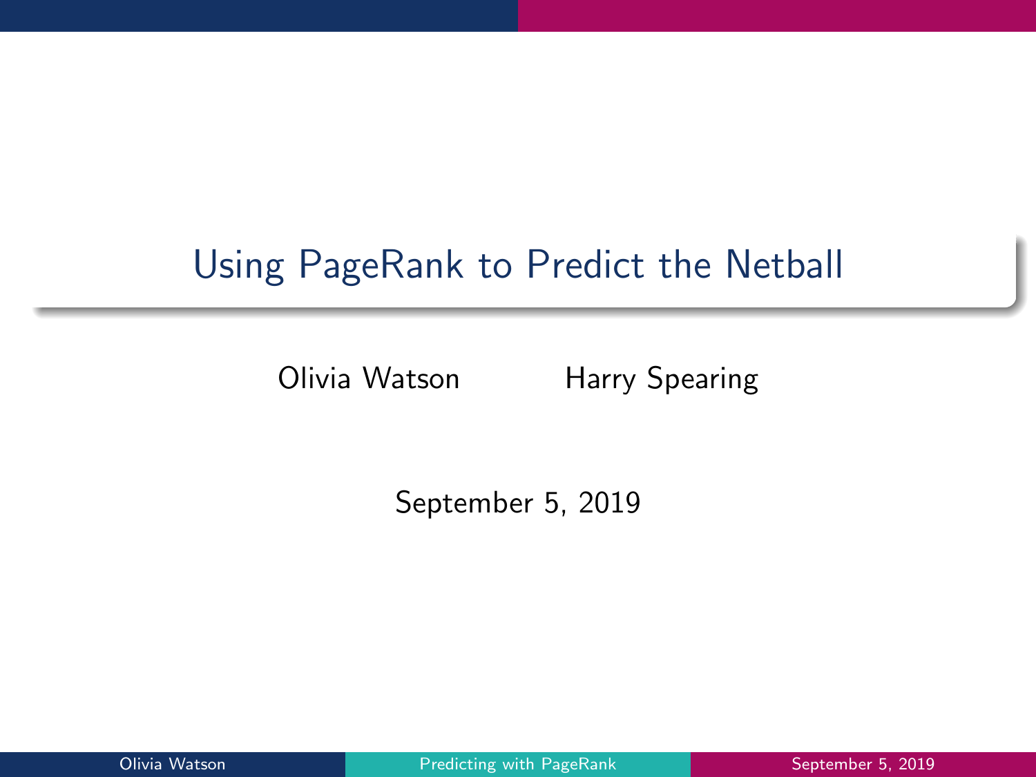# Using PageRank to Predict the Netball

Olivia Watson  Harry Spearing

September 5, 2019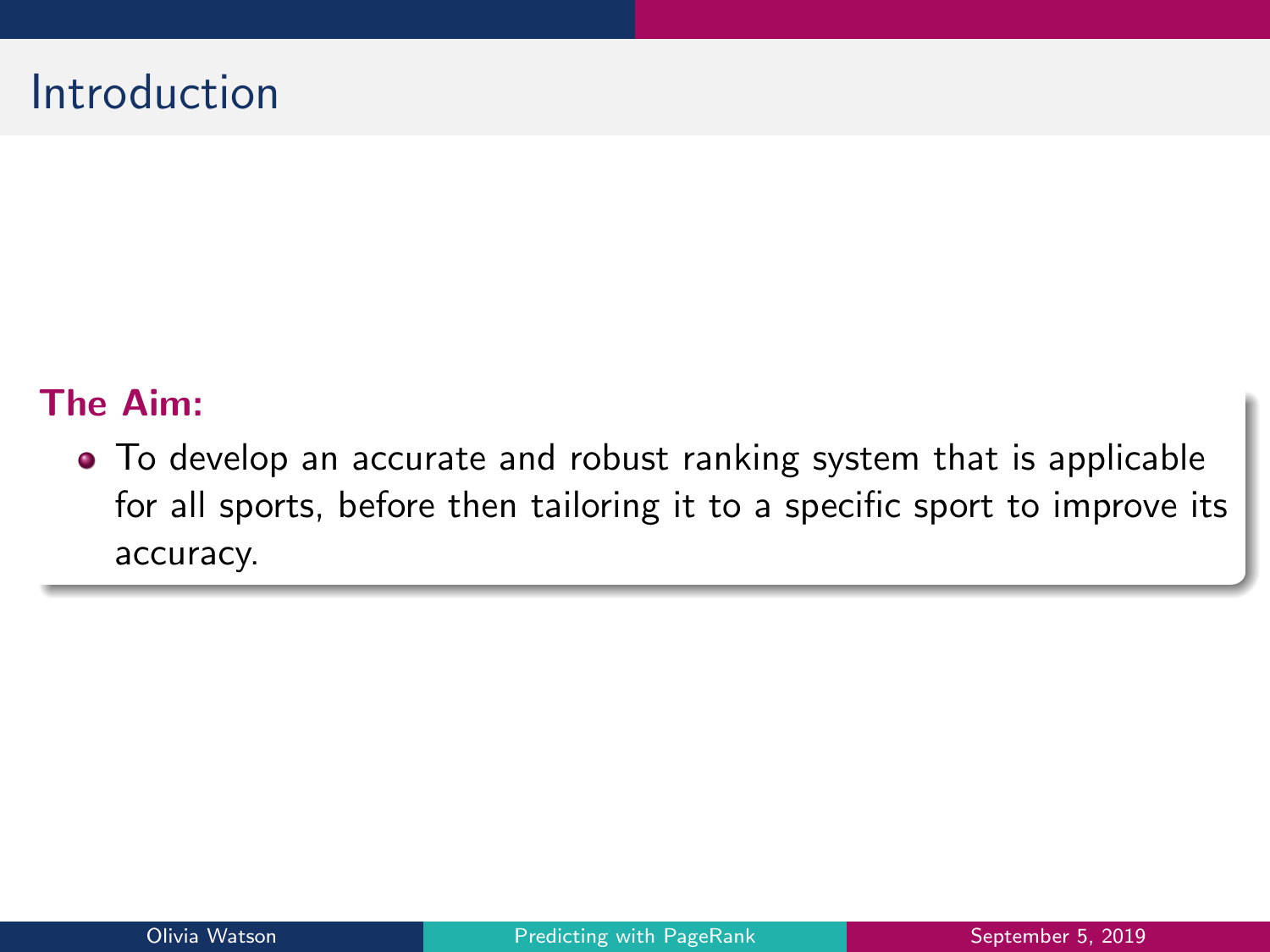# Introduction

**The Aim:**

- To develop an accurate and robust ranking system that is applicable for all sports, before then tailoring it to a specific sport to improve its accuracy.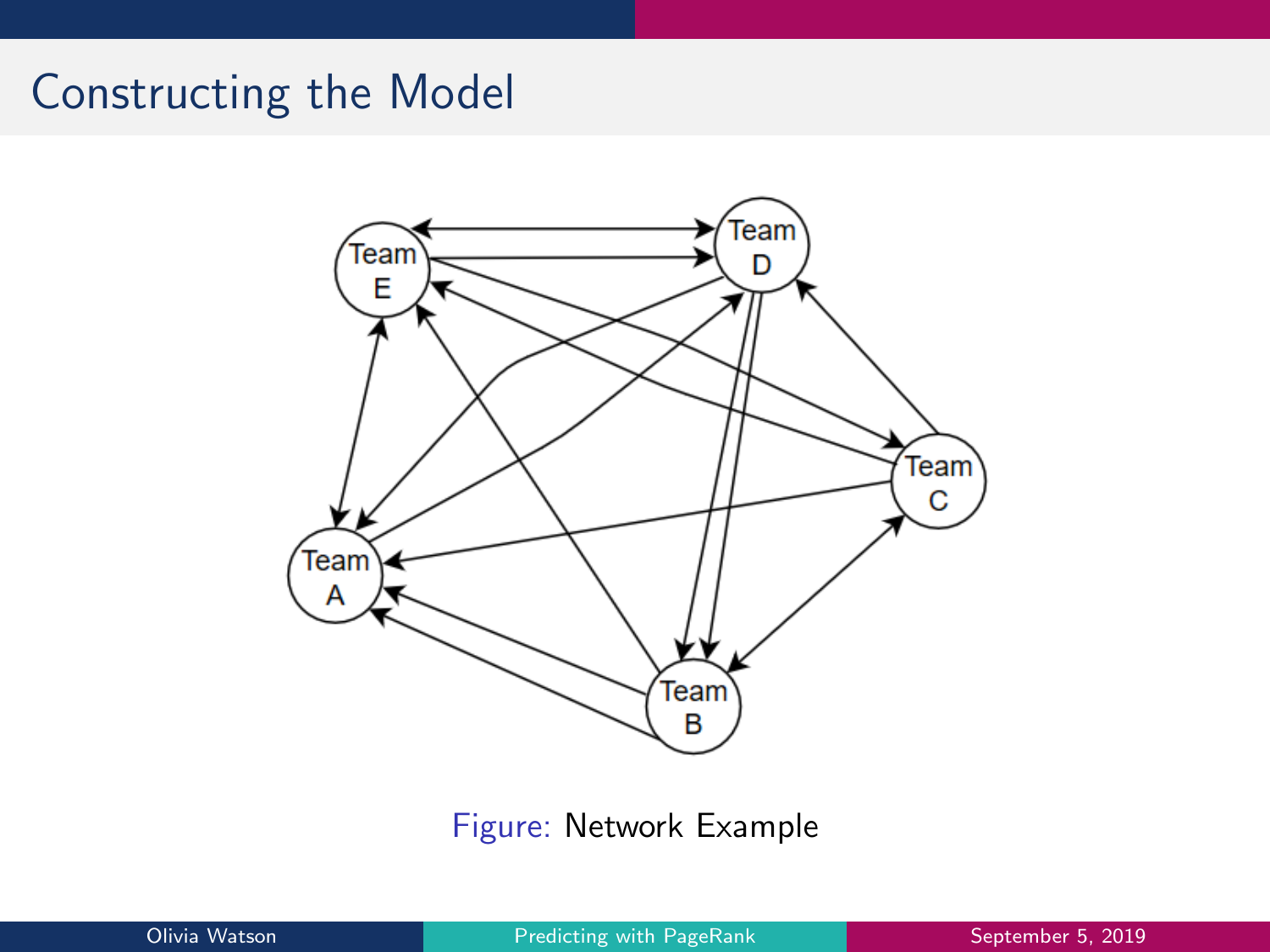# Constructing the Model

Figure: Network Example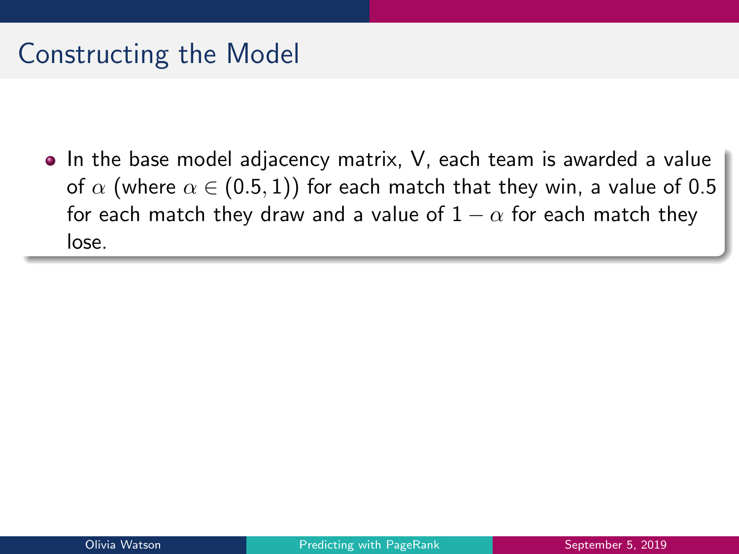# Constructing the Model

- In the base model adjacency matrix, V, each team is awarded a value of $\alpha$ (where $\alpha \in (0.5, 1)$) for each match that they win, a value of 0.5 for each match they draw and a value of $1 - \alpha$ for each match they lose.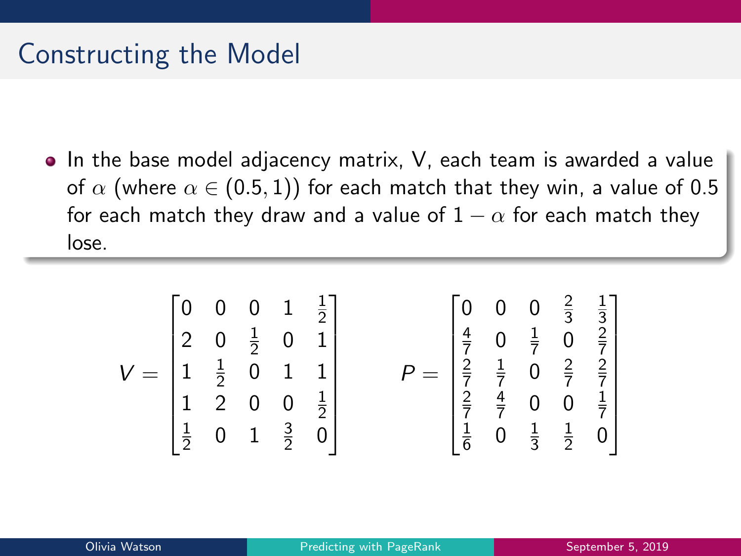# Constructing the Model

- In the base model adjacency matrix, V, each team is awarded a value of $\alpha$ (where $\alpha \in (0.5, 1)$) for each match that they win, a value of 0.5 for each match they draw and a value of $1 - \alpha$ for each match they lose.

$$
V = \begin{bmatrix} 0 & 0 & 0 & 1 & \frac{1}{2} \\ 2 & 0 & \frac{1}{2} & 0 & 1 \\ 1 & \frac{1}{2} & 0 & 1 & 1 \\ 1 & 2 & 0 & 0 & \frac{1}{2} \\ \frac{1}{2} & 0 & 1 & \frac{3}{2} & 0 \end{bmatrix} \qquad P = \begin{bmatrix} 0 & 0 & 0 & \frac{2}{3} & \frac{1}{3} \\ \frac{4}{7} & 0 & \frac{1}{7} & 0 & \frac{2}{7} \\ \frac{2}{7} & \frac{1}{7} & 0 & \frac{2}{7} & \frac{2}{7} \\ \frac{2}{7} & \frac{4}{7} & 0 & 0 & \frac{1}{7} \\ \frac{1}{6} & 0 & \frac{1}{3} & \frac{1}{2} & 0 \end{bmatrix}
$$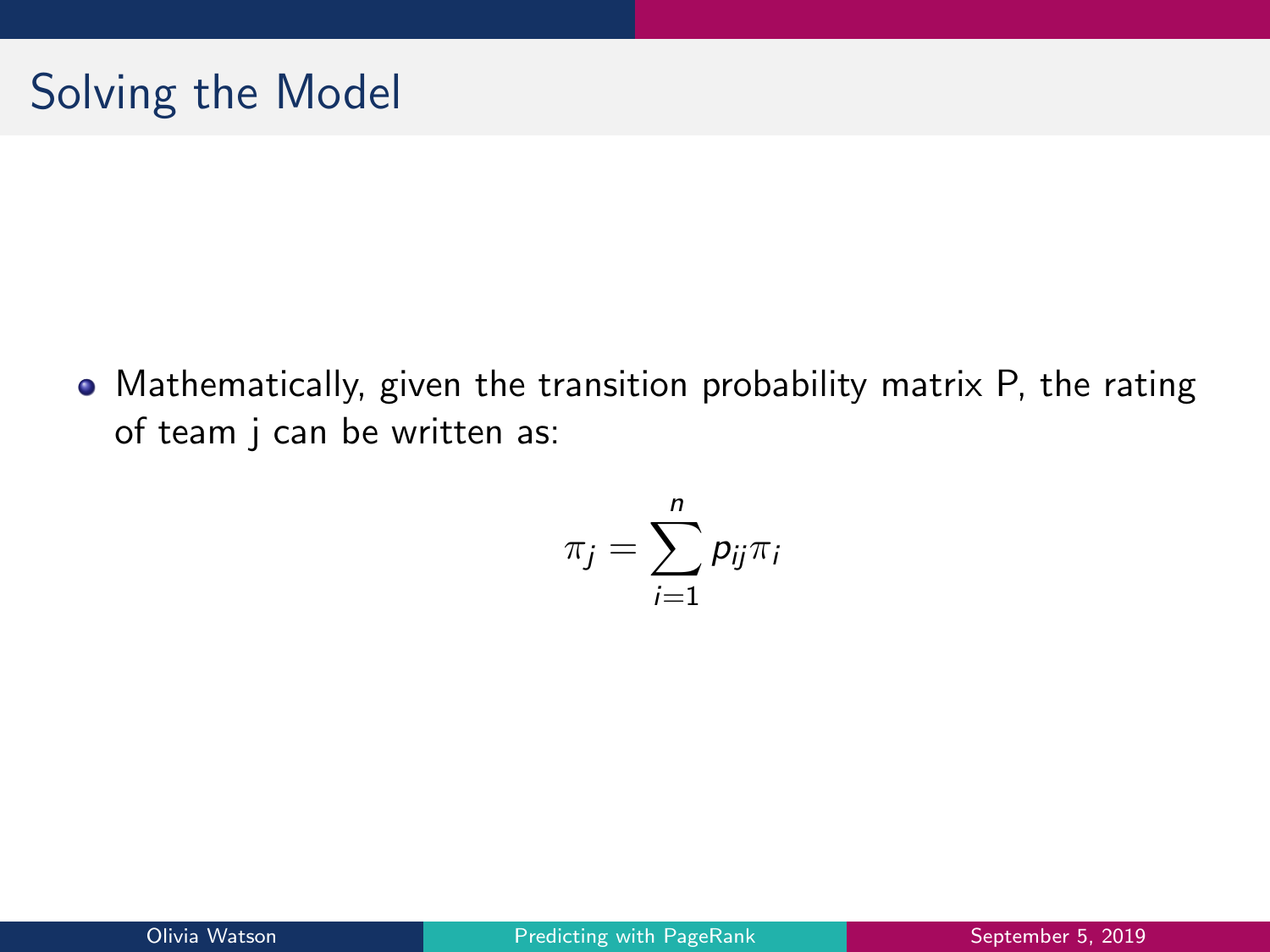# Solving the Model

- Mathematically, given the transition probability matrix P, the rating of team j can be written as:

$$\pi_j = \sum_{i=1}^{n} p_{ij}\pi_i$$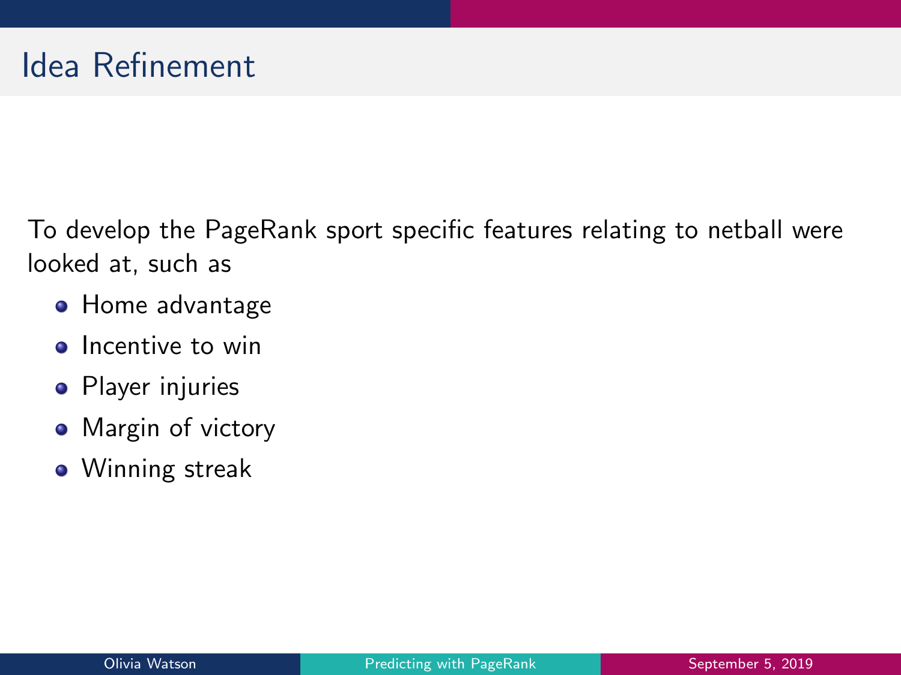# Idea Refinement

To develop the PageRank sport specific features relating to netball were looked at, such as

- Home advantage
- Incentive to win
- Player injuries
- Margin of victory
- Winning streak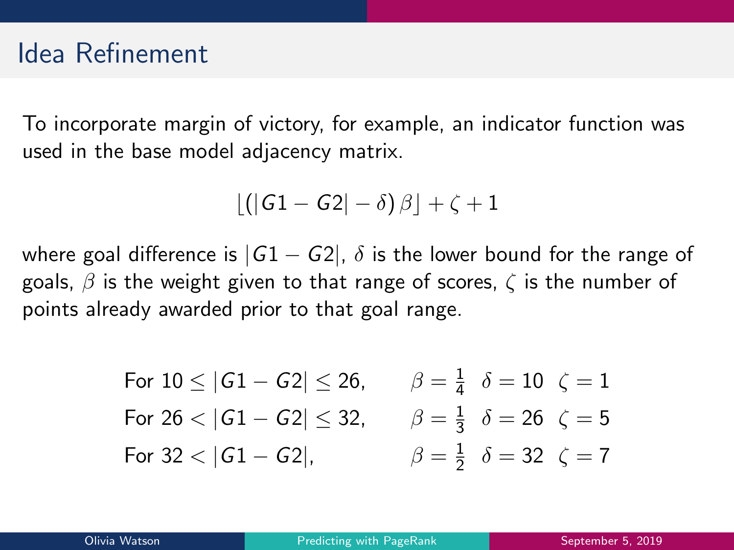# Idea Refinement

To incorporate margin of victory, for example, an indicator function was used in the base model adjacency matrix.

$$\lfloor (|G1 - G2| - \delta)\,\beta \rfloor + \zeta + 1$$

where goal difference is $|G1 - G2|$, $\delta$ is the lower bound for the range of goals, $\beta$ is the weight given to that range of scores, $\zeta$ is the number of points already awarded prior to that goal range.

For $10 \leq |G1 - G2| \leq 26$, $\quad \beta = \frac{1}{4} \quad \delta = 10 \quad \zeta = 1$

For $26 < |G1 - G2| \leq 32$, $\quad \beta = \frac{1}{3} \quad \delta = 26 \quad \zeta = 5$

For $32 < |G1 - G2|$, $\quad \beta = \frac{1}{2} \quad \delta = 32 \quad \zeta = 7$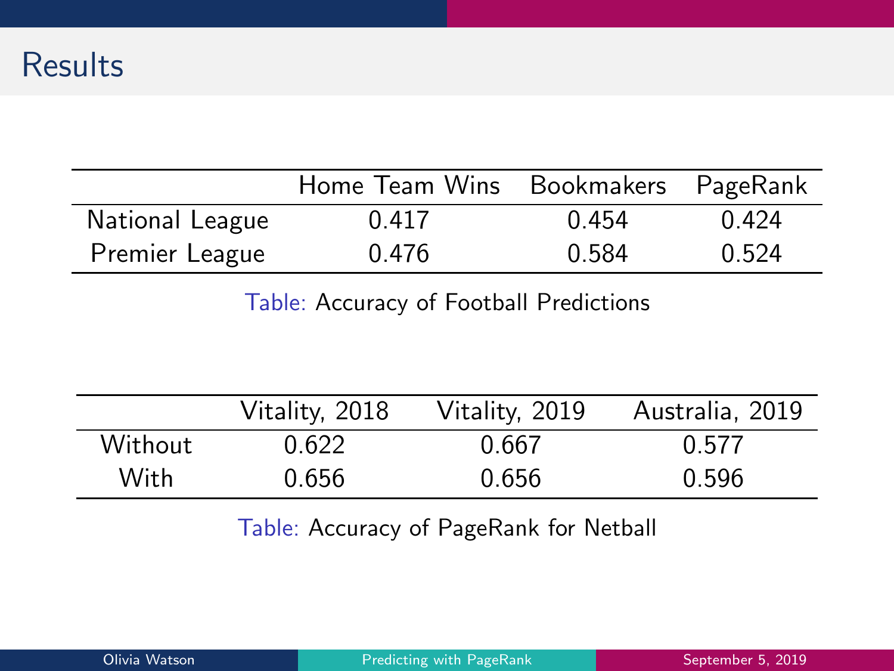## Results

|  | Home Team Wins | Bookmakers | PageRank |
|---|---|---|---|
| National League | 0.417 | 0.454 | 0.424 |
| Premier League | 0.476 | 0.584 | 0.524 |

Table: Accuracy of Football Predictions

|  | Vitality, 2018 | Vitality, 2019 | Australia, 2019 |
|---|---|---|---|
| Without | 0.622 | 0.667 | 0.577 |
| With | 0.656 | 0.656 | 0.596 |

Table: Accuracy of PageRank for Netball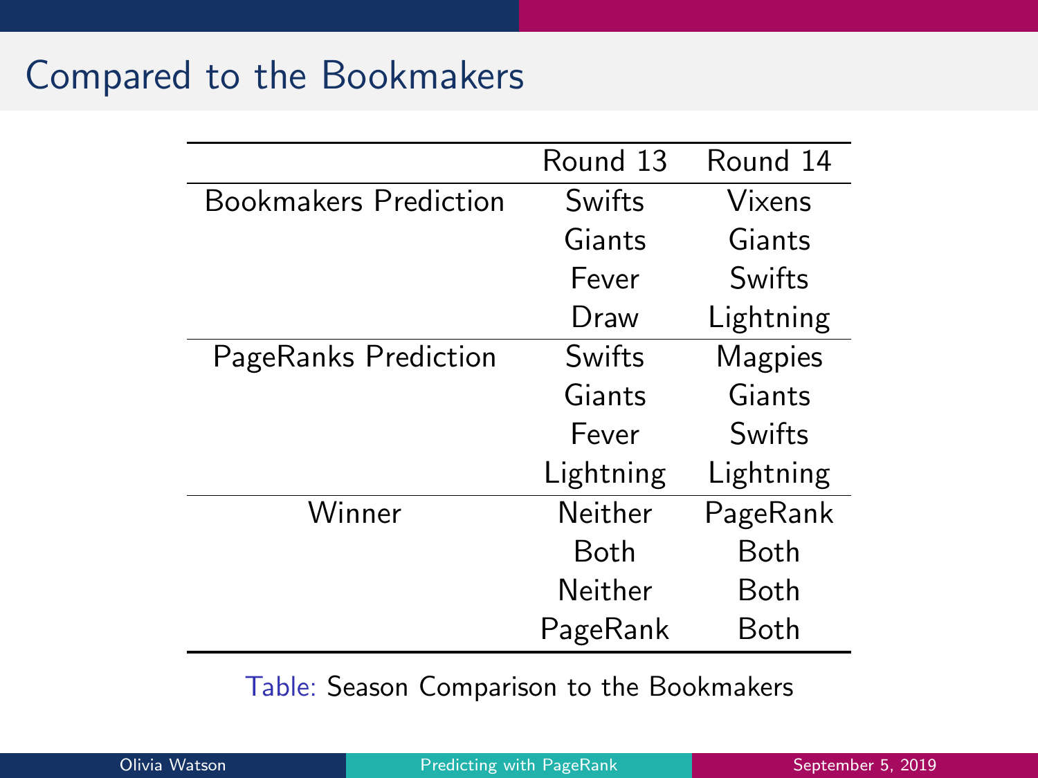## Compared to the Bookmakers

| | Round 13 | Round 14 |
|---|---|---|
| Bookmakers Prediction | Swifts | Vixens |
| | Giants | Giants |
| | Fever | Swifts |
| | Draw | Lightning |
| PageRanks Prediction | Swifts | Magpies |
| | Giants | Giants |
| | Fever | Swifts |
| | Lightning | Lightning |
| Winner | Neither | PageRank |
| | Both | Both |
| | Neither | Both |
| | PageRank | Both |

Table: Season Comparison to the Bookmakers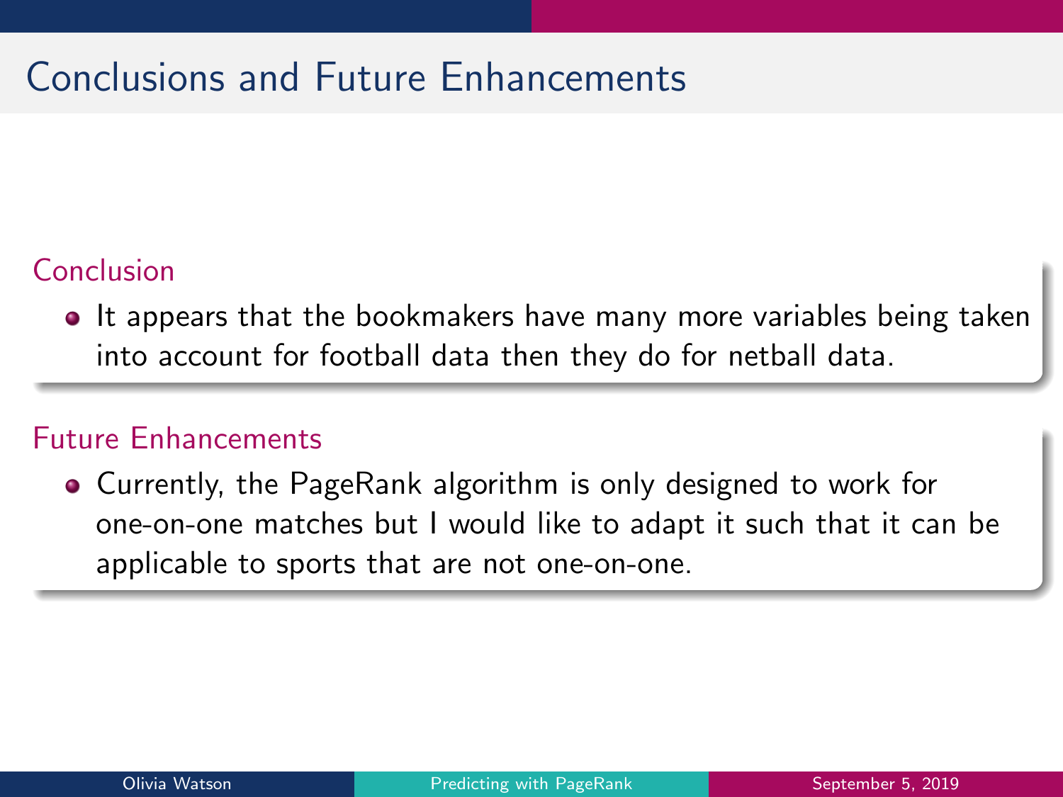# Conclusions and Future Enhancements

## Conclusion

- It appears that the bookmakers have many more variables being taken into account for football data then they do for netball data.

## Future Enhancements

- Currently, the PageRank algorithm is only designed to work for one-on-one matches but I would like to adapt it such that it can be applicable to sports that are not one-on-one.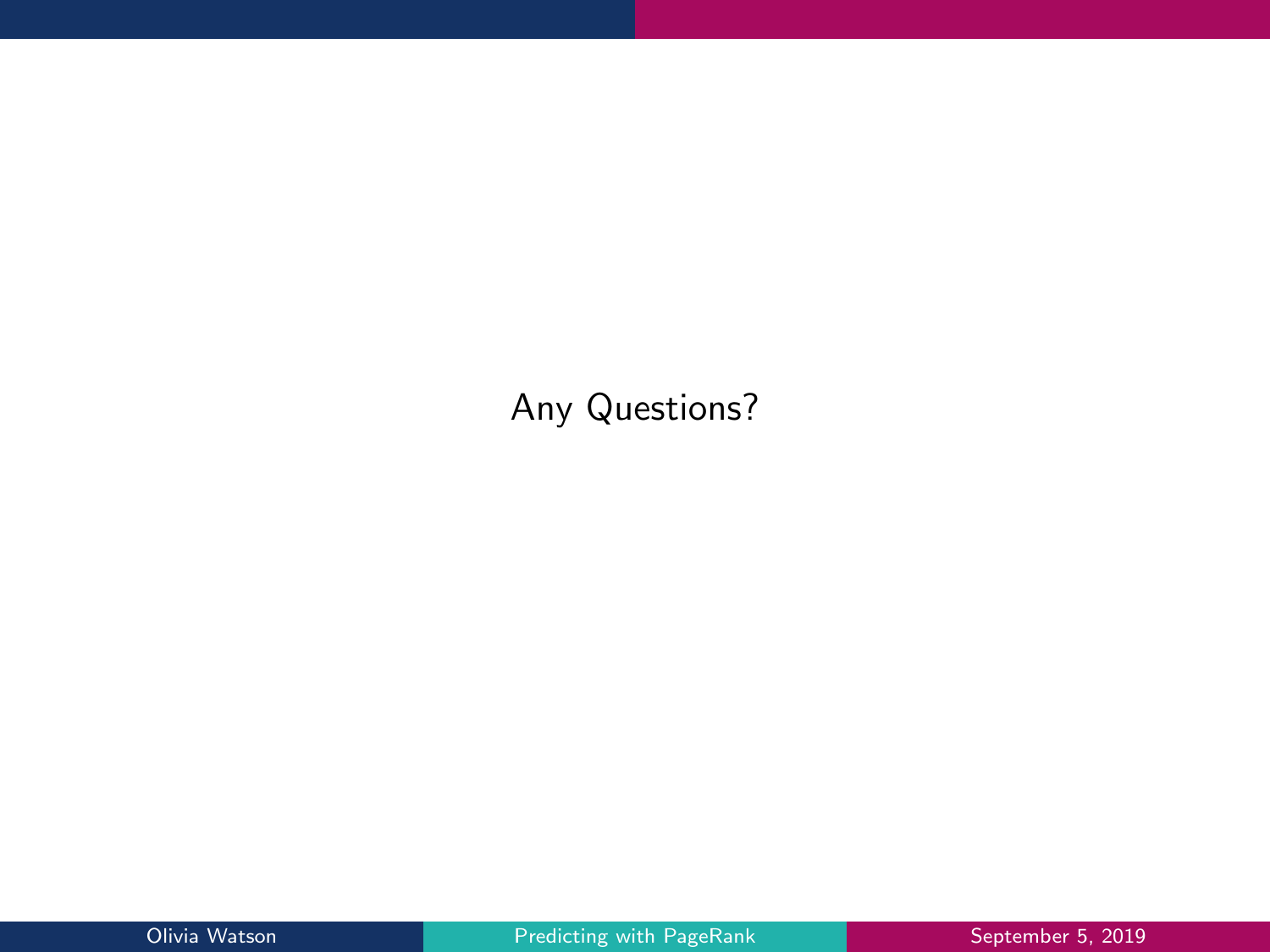Any Questions?